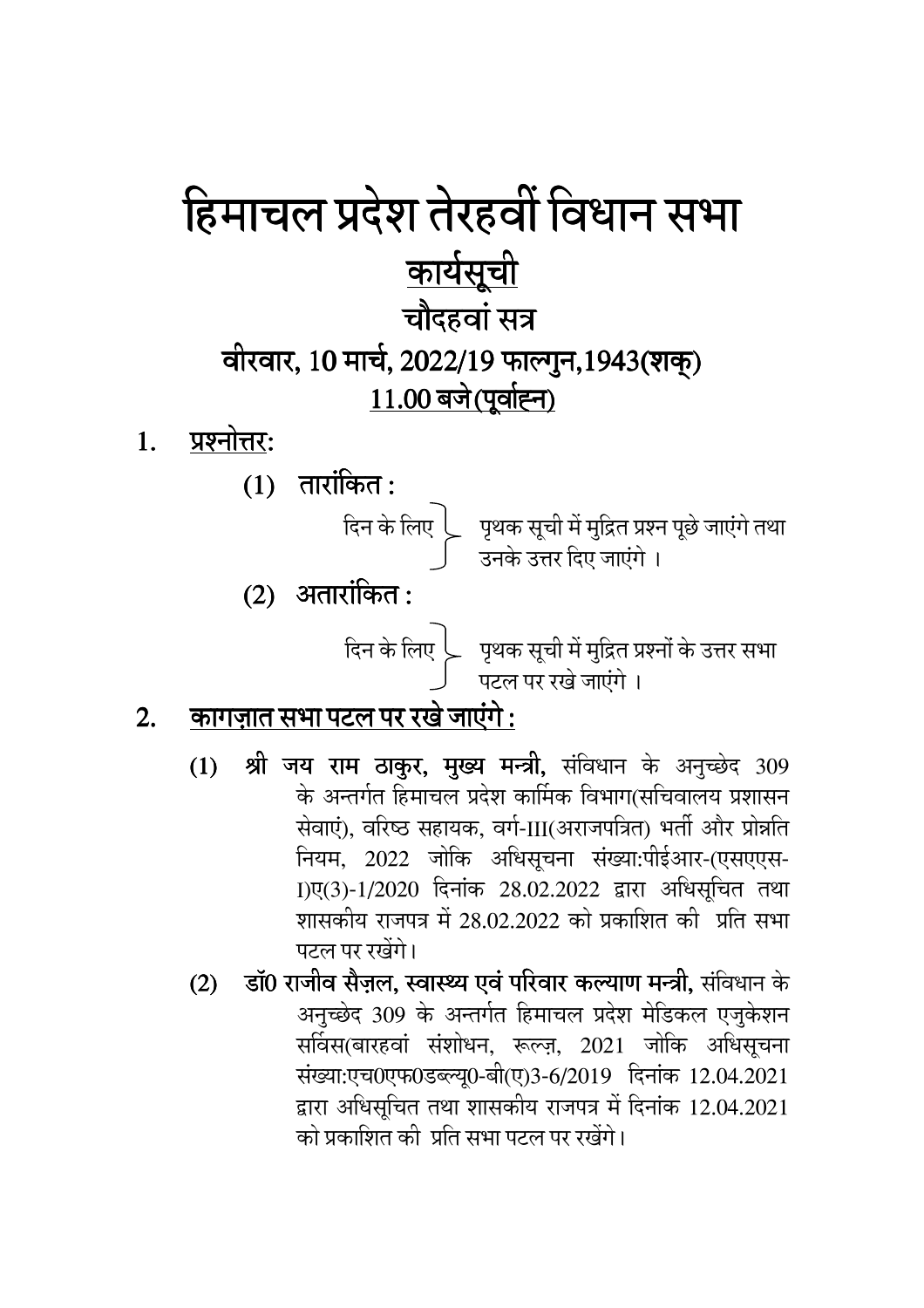# हिमाचल प्रदेश तेरहवीं विधान सभा

## <u>कार्यसूची</u>

## चौदहवां सत्र

### वीरवार, 10 मार्च, 2022/19 फाल्गुन,1943(शक्)

### <u>11.00 बजे (पूर्वाह्न)</u>

1. <u>प्रश्नोत्तर</u>:

   (1) तारांकित :

   दिन के लिए } पृथक सूची में मुद्रित प्रश्न पूछे जाएंगे तथा उनके उत्तर दिए जाएंगे ।

   (2) अतारांकित :

   दिन के लिए } पृथक सूची में मुद्रित प्रश्नों के उत्तर सभा पटल पर रखे जाएंगे ।

2. <u>**कागज़ात सभा पटल पर रखे जाएंगे :**</u>

   (1) **श्री जय राम ठाकुर, मुख्य मन्त्री,** संविधान के अनुच्छेद 309 के अन्तर्गत हिमाचल प्रदेश कार्मिक विभाग(सचिवालय प्रशासन सेवाएं), वरिष्ठ सहायक, वर्ग-III(अराजपत्रित) भर्ती और प्रोन्नति नियम, 2022 जोकि अधिसूचना संख्या:पीईआर-(एसएएस-I)ए(3)-1/2020 दिनांक 28.02.2022 द्वारा अधिसूचित तथा शासकीय राजपत्र में 28.02.2022 को प्रकाशित की प्रति सभा पटल पर रखेंगे।

   (2) **डॉ0 राजीव सैज़ल, स्वास्थ्य एवं परिवार कल्याण मन्त्री,** संविधान के अनुच्छेद 309 के अन्तर्गत हिमाचल प्रदेश मेडिकल एजुकेशन सर्विस(बारहवां संशोधन, रूल्ज़, 2021 जोकि अधिसूचना संख्या:एच0एफ0डब्ल्यू0-बी(ए)3-6/2019 दिनांक 12.04.2021 द्वारा अधिसूचित तथा शासकीय राजपत्र में दिनांक 12.04.2021 को प्रकाशित की प्रति सभा पटल पर रखेंगे।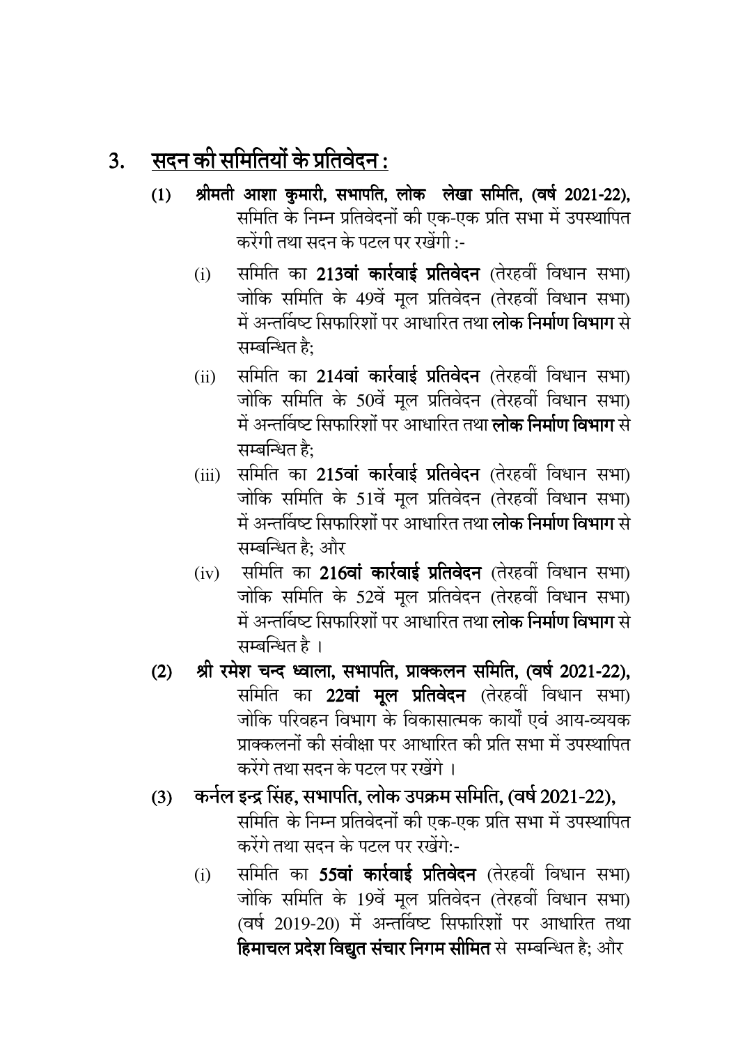## 3. सदन की समितियों के प्रतिवेदन :

(1) **श्रीमती आशा कुमारी, सभापति, लोक लेखा समिति, (वर्ष 2021-22),** समिति के निम्न प्रतिवेदनों की एक-एक प्रति सभा में उपस्थापित करेंगी तथा सदन के पटल पर रखेंगी :-

(i) समिति का **213वां कार्रवाई प्रतिवेदन** (तेरहवीं विधान सभा) जोकि समिति के 49वें मूल प्रतिवेदन (तेरहवीं विधान सभा) में अन्तर्विष्ट सिफारिशों पर आधारित तथा **लोक निर्माण विभाग** से सम्बन्धित है;

(ii) समिति का **214वां कार्रवाई प्रतिवेदन** (तेरहवीं विधान सभा) जोकि समिति के 50वें मूल प्रतिवेदन (तेरहवीं विधान सभा) में अन्तर्विष्ट सिफारिशों पर आधारित तथा **लोक निर्माण विभाग** से सम्बन्धित है;

(iii) समिति का **215वां कार्रवाई प्रतिवेदन** (तेरहवीं विधान सभा) जोकि समिति के 51वें मूल प्रतिवेदन (तेरहवीं विधान सभा) में अन्तर्विष्ट सिफारिशों पर आधारित तथा **लोक निर्माण विभाग** से सम्बन्धित है; और

(iv) समिति का **216वां कार्रवाई प्रतिवेदन** (तेरहवीं विधान सभा) जोकि समिति के 52वें मूल प्रतिवेदन (तेरहवीं विधान सभा) में अन्तर्विष्ट सिफारिशों पर आधारित तथा **लोक निर्माण विभाग** से सम्बन्धित है ।

(2) **श्री रमेश चन्द ध्वाला, सभापति, प्राक्कलन समिति, (वर्ष 2021-22),** समिति का **22वां मूल प्रतिवेदन** (तेरहवीं विधान सभा) जोकि परिवहन विभाग के विकासात्मक कार्यों एवं आय-व्ययक प्राक्कलनों की संवीक्षा पर आधारित की प्रति सभा में उपस्थापित करेंगे तथा सदन के पटल पर रखेंगे ।

(3) **कर्नल इन्द्र सिंह, सभापति, लोक उपक्रम समिति, (वर्ष 2021-22),** समिति के निम्न प्रतिवेदनों की एक-एक प्रति सभा में उपस्थापित करेंगे तथा सदन के पटल पर रखेंगे:-

(i) समिति का **55वां कार्रवाई प्रतिवेदन** (तेरहवीं विधान सभा) जोकि समिति के 19वें मूल प्रतिवेदन (तेरहवीं विधान सभा) (वर्ष 2019-20) में अन्तर्विष्ट सिफारिशों पर आधारित तथा **हिमाचल प्रदेश विद्युत संचार निगम सीमित** से सम्बन्धित है; और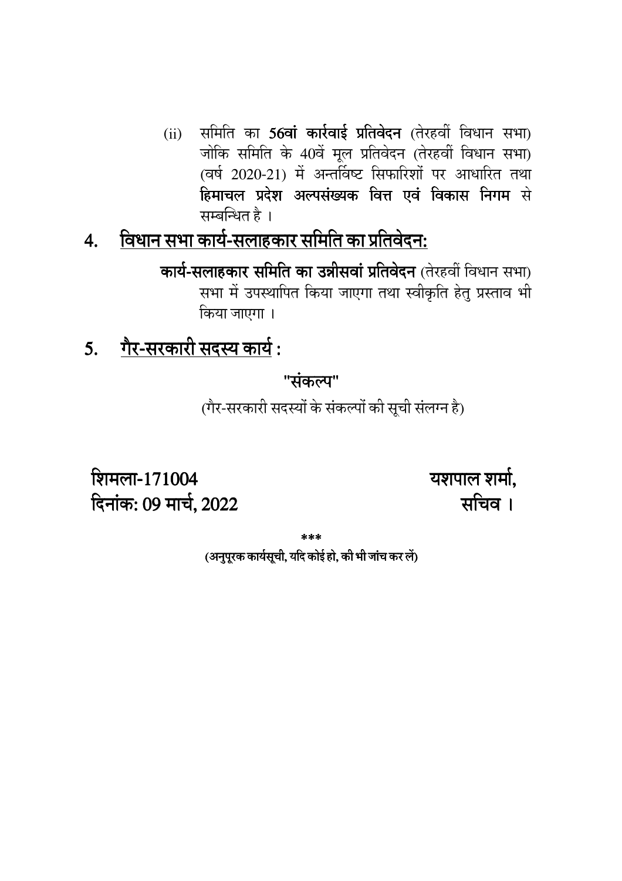(ii) समिति का **56वां कार्रवाई प्रतिवेदन** (तेरहवीं विधान सभा) जोकि समिति के 40वें मूल प्रतिवेदन (तेरहवीं विधान सभा) (वर्ष 2020-21) में अन्तर्विष्ट सिफारिशों पर आधारित तथा **हिमाचल प्रदेश अल्पसंख्यक वित्त एवं विकास निगम** से सम्बन्धित है ।

## 4. विधान सभा कार्य-सलाहकार समिति का प्रतिवेदन:

**कार्य-सलाहकार समिति का उन्नीसवां प्रतिवेदन** (तेरहवीं विधान सभा) सभा में उपस्थापित किया जाएगा तथा स्वीकृति हेतु प्रस्ताव भी किया जाएगा ।

## 5. गैर-सरकारी सदस्य कार्य :

**"संकल्प"**

(गैर-सरकारी सदस्यों के संकल्पों की सूची संलग्न है)

शिमला-171004
दिनांक: 09 मार्च, 2022

यशपाल शर्मा,
सचिव ।

\*\*\*

**(अनुपूरक कार्यसूची, यदि कोई हो, की भी जांच कर लें)**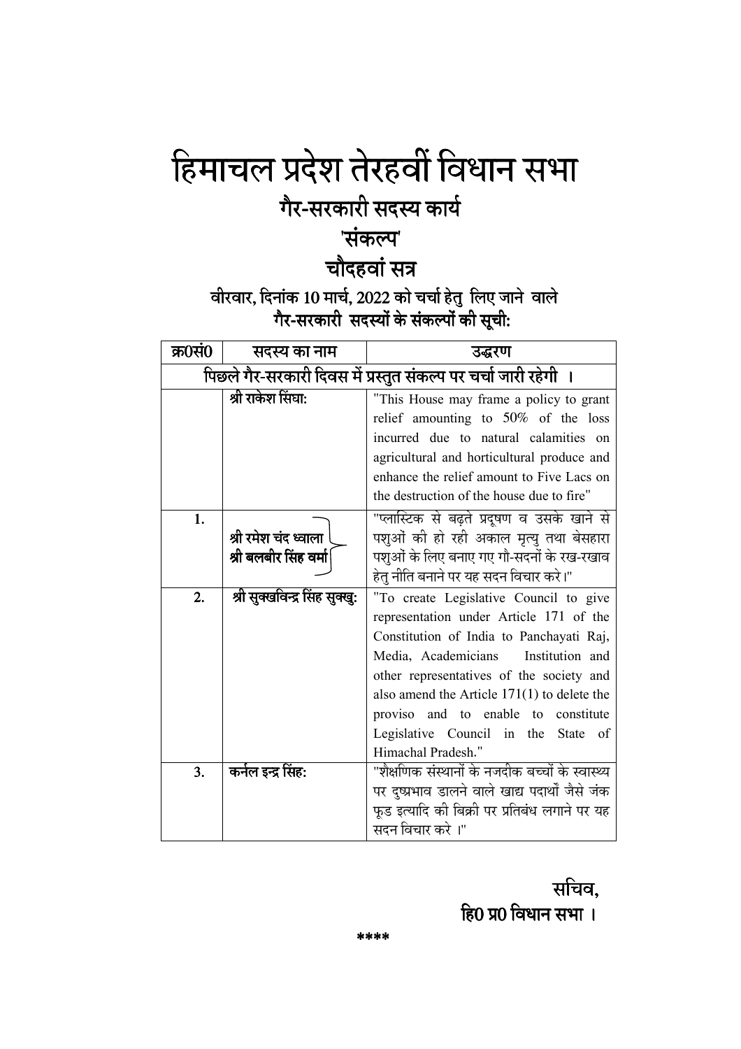# हिमाचल प्रदेश तेरहवीं विधान सभा

## गैर-सरकारी सदस्य कार्य

## 'संकल्प'

## चौदहवां सत्र

### वीरवार, दिनांक 10 मार्च, 2022 को चर्चा हेतु लिए जाने वाले गैर-सरकारी सदस्यों के संकल्पों की सूची:

| क्र0सं0 | सदस्य का नाम | उद्धरण |
|---|---|---|
| पिछले गैर-सरकारी दिवस में प्रस्तुत संकल्प पर चर्चा जारी रहेगी । | | |
| | श्री राकेश सिंघा: | "This House may frame a policy to grant relief amounting to 50% of the loss incurred due to natural calamities on agricultural and horticultural produce and enhance the relief amount to Five Lacs on the destruction of the house due to fire" |
| 1. | श्री रमेश चंद ध्वाला<br>श्री बलबीर सिंह वर्मा | "प्लास्टिक से बढ़ते प्रदूषण व उसके खाने से पशुओं की हो रही अकाल मृत्यु तथा बेसहारा पशुओं के लिए बनाए गए गौ-सदनों के रख-रखाव हेतु नीति बनाने पर यह सदन विचार करे।" |
| 2. | श्री सुक्खविन्द्र सिंह सुक्खु: | "To create Legislative Council to give representation under Article 171 of the Constitution of India to Panchayati Raj, Media, Academicians Institution and other representatives of the society and also amend the Article 171(1) to delete the proviso and to enable to constitute Legislative Council in the State of Himachal Pradesh." |
| 3. | कर्नल इन्द्र सिंह: | "शैक्षणिक संस्थानों के नजदीक बच्चों के स्वास्थ्य पर दुष्प्रभाव डालने वाले खाद्य पदार्थों जैसे जंक फूड इत्यादि की बिक्री पर प्रतिबंध लगाने पर यह सदन विचार करे ।" |

सचिव,
हि0 प्र0 विधान सभा ।

****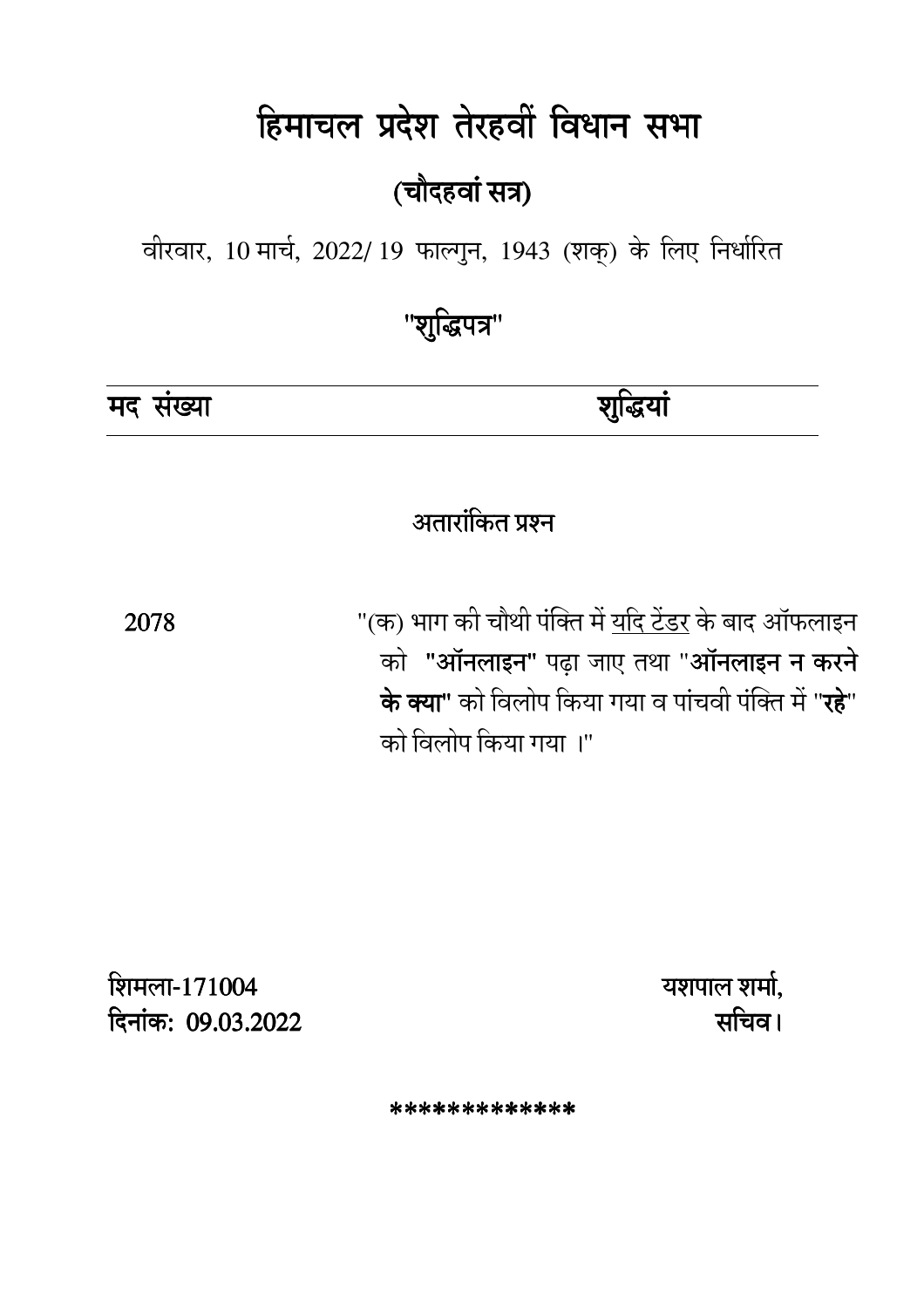# हिमाचल प्रदेश तेरहवीं विधान सभा

## (चौदहवां सत्र)

वीरवार, 10 मार्च, 2022/ 19 फाल्गुन, 1943 (शक्) के लिए निर्धारित

## "शुद्धिपत्र"

| मद संख्या | शुद्धियां |
|---|---|
| | **अतारांकित प्रश्न** |
| 2078 | "(क) भाग की चौथी पंक्ति में <u>यदि टेंडर</u> के बाद ऑफलाइन को **"ऑनलाइन"** पढ़ा जाए तथा "**ऑनलाइन न करने के क्या**" को विलोप किया गया व पांचवी पंक्ति में "**रहे**" को विलोप किया गया ।" |

शिमला-171004
दिनांक: 09.03.2022

यशपाल शर्मा,
सचिव।

*************